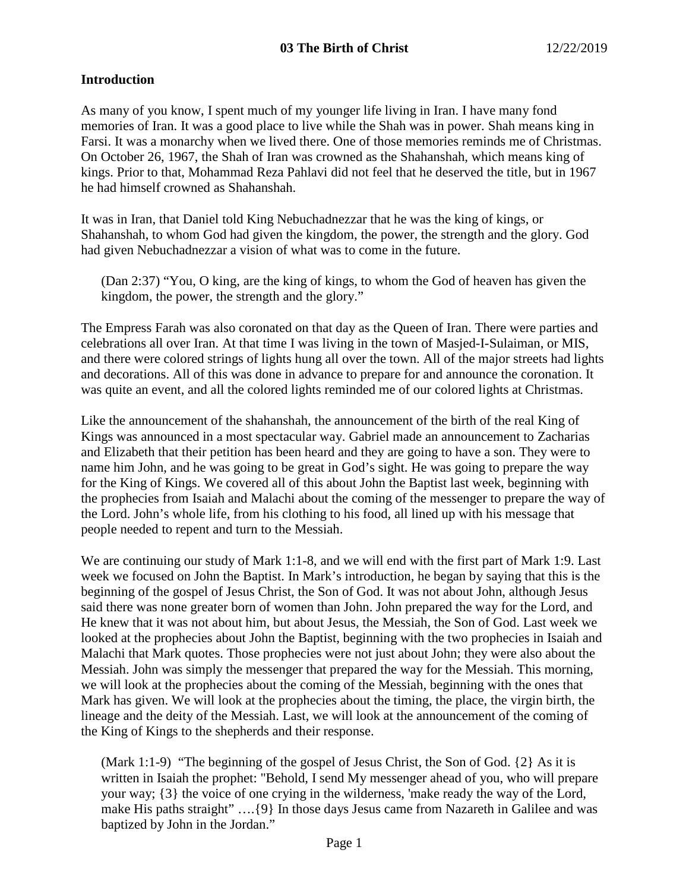# 03 The Birth of Christ

12/22/2019

## Introduction

As many of you know, I spent much of my younger life living in Iran. I have many fond memories of Iran. It was a good place to live while the Shah was in power. Shah means king in Farsi. It was a monarchy when we lived there. One of those memories reminds me of Christmas. On October 26, 1967, the Shah of Iran was crowned as the Shahanshah, which means king of kings. Prior to that, Mohammad Reza Pahlavi did not feel that he deserved the title, but in 1967 he had himself crowned as Shahanshah.

It was in Iran, that Daniel told King Nebuchadnezzar that he was the king of kings, or Shahanshah, to whom God had given the kingdom, the power, the strength and the glory. God had given Nebuchadnezzar a vision of what was to come in the future.

> (Dan 2:37) "You, O king, are the king of kings, to whom the God of heaven has given the kingdom, the power, the strength and the glory."

The Empress Farah was also coronated on that day as the Queen of Iran. There were parties and celebrations all over Iran. At that time I was living in the town of Masjed-I-Sulaiman, or MIS, and there were colored strings of lights hung all over the town. All of the major streets had lights and decorations. All of this was done in advance to prepare for and announce the coronation. It was quite an event, and all the colored lights reminded me of our colored lights at Christmas.

Like the announcement of the shahanshah, the announcement of the birth of the real King of Kings was announced in a most spectacular way. Gabriel made an announcement to Zacharias and Elizabeth that their petition has been heard and they are going to have a son. They were to name him John, and he was going to be great in God's sight. He was going to prepare the way for the King of Kings. We covered all of this about John the Baptist last week, beginning with the prophecies from Isaiah and Malachi about the coming of the messenger to prepare the way of the Lord. John's whole life, from his clothing to his food, all lined up with his message that people needed to repent and turn to the Messiah.

We are continuing our study of Mark 1:1-8, and we will end with the first part of Mark 1:9. Last week we focused on John the Baptist. In Mark's introduction, he began by saying that this is the beginning of the gospel of Jesus Christ, the Son of God. It was not about John, although Jesus said there was none greater born of women than John. John prepared the way for the Lord, and He knew that it was not about him, but about Jesus, the Messiah, the Son of God. Last week we looked at the prophecies about John the Baptist, beginning with the two prophecies in Isaiah and Malachi that Mark quotes. Those prophecies were not just about John; they were also about the Messiah. John was simply the messenger that prepared the way for the Messiah. This morning, we will look at the prophecies about the coming of the Messiah, beginning with the ones that Mark has given. We will look at the prophecies about the timing, the place, the virgin birth, the lineage and the deity of the Messiah. Last, we will look at the announcement of the coming of the King of Kings to the shepherds and their response.

> (Mark 1:1-9) "The beginning of the gospel of Jesus Christ, the Son of God. {2} As it is written in Isaiah the prophet: "Behold, I send My messenger ahead of you, who will prepare your way; {3} the voice of one crying in the wilderness, 'make ready the way of the Lord, make His paths straight" ….{9} In those days Jesus came from Nazareth in Galilee and was baptized by John in the Jordan."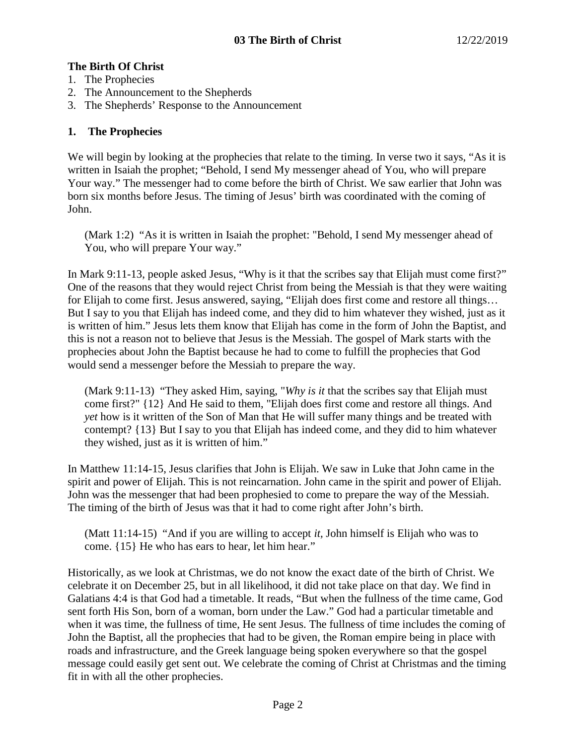**The Birth Of Christ**

1. The Prophecies
2. The Announcement to the Shepherds
3. The Shepherds' Response to the Announcement

**1. The Prophecies**

We will begin by looking at the prophecies that relate to the timing. In verse two it says, "As it is written in Isaiah the prophet; "Behold, I send My messenger ahead of You, who will prepare Your way." The messenger had to come before the birth of Christ. We saw earlier that John was born six months before Jesus. The timing of Jesus' birth was coordinated with the coming of John.

> (Mark 1:2) "As it is written in Isaiah the prophet: "Behold, I send My messenger ahead of You, who will prepare Your way."

In Mark 9:11-13, people asked Jesus, "Why is it that the scribes say that Elijah must come first?" One of the reasons that they would reject Christ from being the Messiah is that they were waiting for Elijah to come first. Jesus answered, saying, "Elijah does first come and restore all things… But I say to you that Elijah has indeed come, and they did to him whatever they wished, just as it is written of him." Jesus lets them know that Elijah has come in the form of John the Baptist, and this is not a reason not to believe that Jesus is the Messiah. The gospel of Mark starts with the prophecies about John the Baptist because he had to come to fulfill the prophecies that God would send a messenger before the Messiah to prepare the way.

> (Mark 9:11-13) "They asked Him, saying, "*Why is it* that the scribes say that Elijah must come first?" {12} And He said to them, "Elijah does first come and restore all things. And *yet* how is it written of the Son of Man that He will suffer many things and be treated with contempt? {13} But I say to you that Elijah has indeed come, and they did to him whatever they wished, just as it is written of him."

In Matthew 11:14-15, Jesus clarifies that John is Elijah. We saw in Luke that John came in the spirit and power of Elijah. This is not reincarnation. John came in the spirit and power of Elijah. John was the messenger that had been prophesied to come to prepare the way of the Messiah. The timing of the birth of Jesus was that it had to come right after John's birth.

> (Matt 11:14-15) "And if you are willing to accept *it*, John himself is Elijah who was to come. {15} He who has ears to hear, let him hear."

Historically, as we look at Christmas, we do not know the exact date of the birth of Christ. We celebrate it on December 25, but in all likelihood, it did not take place on that day. We find in Galatians 4:4 is that God had a timetable. It reads, "But when the fullness of the time came, God sent forth His Son, born of a woman, born under the Law." God had a particular timetable and when it was time, the fullness of time, He sent Jesus. The fullness of time includes the coming of John the Baptist, all the prophecies that had to be given, the Roman empire being in place with roads and infrastructure, and the Greek language being spoken everywhere so that the gospel message could easily get sent out. We celebrate the coming of Christ at Christmas and the timing fit in with all the other prophecies.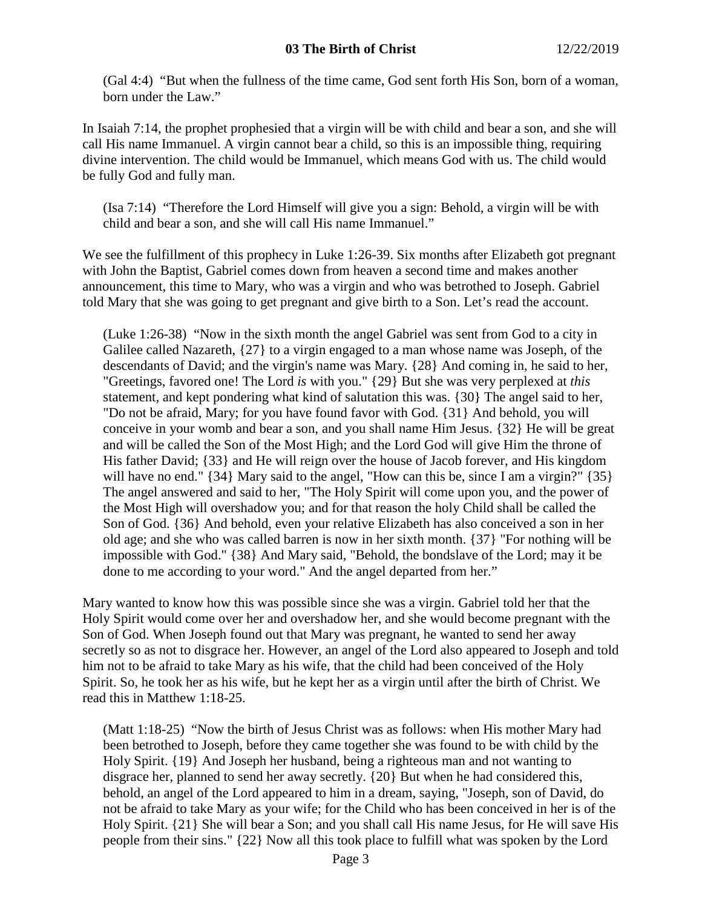> (Gal 4:4) "But when the fullness of the time came, God sent forth His Son, born of a woman, born under the Law."

In Isaiah 7:14, the prophet prophesied that a virgin will be with child and bear a son, and she will call His name Immanuel. A virgin cannot bear a child, so this is an impossible thing, requiring divine intervention. The child would be Immanuel, which means God with us. The child would be fully God and fully man.

> (Isa 7:14) "Therefore the Lord Himself will give you a sign: Behold, a virgin will be with child and bear a son, and she will call His name Immanuel."

We see the fulfillment of this prophecy in Luke 1:26-39. Six months after Elizabeth got pregnant with John the Baptist, Gabriel comes down from heaven a second time and makes another announcement, this time to Mary, who was a virgin and who was betrothed to Joseph. Gabriel told Mary that she was going to get pregnant and give birth to a Son. Let's read the account.

> (Luke 1:26-38) "Now in the sixth month the angel Gabriel was sent from God to a city in Galilee called Nazareth, {27} to a virgin engaged to a man whose name was Joseph, of the descendants of David; and the virgin's name was Mary. {28} And coming in, he said to her, "Greetings, favored one! The Lord *is* with you." {29} But she was very perplexed at *this* statement, and kept pondering what kind of salutation this was. {30} The angel said to her, "Do not be afraid, Mary; for you have found favor with God. {31} And behold, you will conceive in your womb and bear a son, and you shall name Him Jesus. {32} He will be great and will be called the Son of the Most High; and the Lord God will give Him the throne of His father David; {33} and He will reign over the house of Jacob forever, and His kingdom will have no end." {34} Mary said to the angel, "How can this be, since I am a virgin?" {35} The angel answered and said to her, "The Holy Spirit will come upon you, and the power of the Most High will overshadow you; and for that reason the holy Child shall be called the Son of God. {36} And behold, even your relative Elizabeth has also conceived a son in her old age; and she who was called barren is now in her sixth month. {37} "For nothing will be impossible with God." {38} And Mary said, "Behold, the bondslave of the Lord; may it be done to me according to your word." And the angel departed from her."

Mary wanted to know how this was possible since she was a virgin. Gabriel told her that the Holy Spirit would come over her and overshadow her, and she would become pregnant with the Son of God. When Joseph found out that Mary was pregnant, he wanted to send her away secretly so as not to disgrace her. However, an angel of the Lord also appeared to Joseph and told him not to be afraid to take Mary as his wife, that the child had been conceived of the Holy Spirit. So, he took her as his wife, but he kept her as a virgin until after the birth of Christ. We read this in Matthew 1:18-25.

> (Matt 1:18-25) "Now the birth of Jesus Christ was as follows: when His mother Mary had been betrothed to Joseph, before they came together she was found to be with child by the Holy Spirit. {19} And Joseph her husband, being a righteous man and not wanting to disgrace her, planned to send her away secretly. {20} But when he had considered this, behold, an angel of the Lord appeared to him in a dream, saying, "Joseph, son of David, do not be afraid to take Mary as your wife; for the Child who has been conceived in her is of the Holy Spirit. {21} She will bear a Son; and you shall call His name Jesus, for He will save His people from their sins." {22} Now all this took place to fulfill what was spoken by the Lord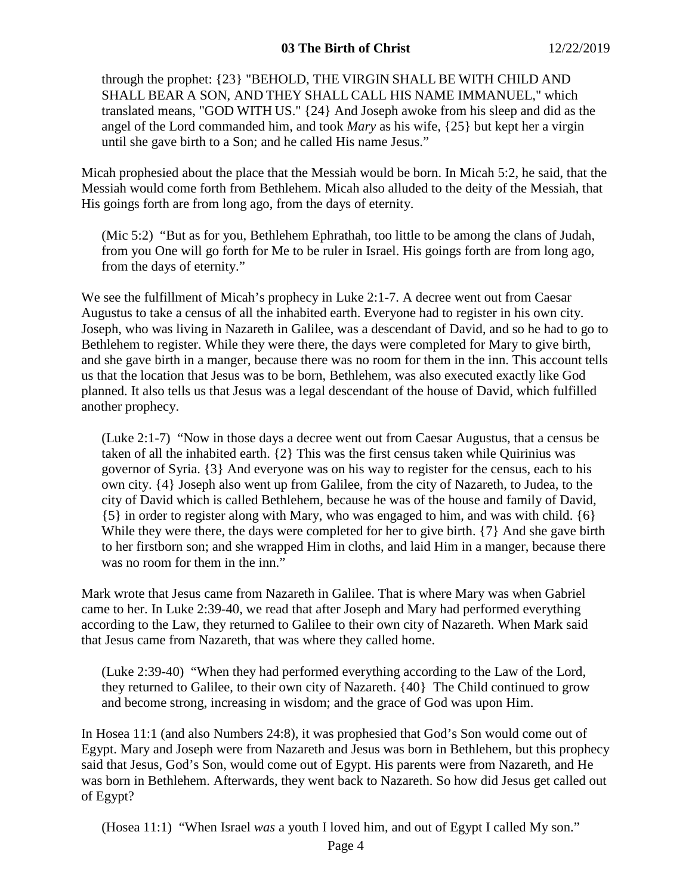through the prophet: {23} "BEHOLD, THE VIRGIN SHALL BE WITH CHILD AND SHALL BEAR A SON, AND THEY SHALL CALL HIS NAME IMMANUEL," which translated means, "GOD WITH US." {24} And Joseph awoke from his sleep and did as the angel of the Lord commanded him, and took *Mary* as his wife, {25} but kept her a virgin until she gave birth to a Son; and he called His name Jesus."

Micah prophesied about the place that the Messiah would be born. In Micah 5:2, he said, that the Messiah would come forth from Bethlehem. Micah also alluded to the deity of the Messiah, that His goings forth are from long ago, from the days of eternity.

> (Mic 5:2) "But as for you, Bethlehem Ephrathah, too little to be among the clans of Judah, from you One will go forth for Me to be ruler in Israel. His goings forth are from long ago, from the days of eternity."

We see the fulfillment of Micah's prophecy in Luke 2:1-7. A decree went out from Caesar Augustus to take a census of all the inhabited earth. Everyone had to register in his own city. Joseph, who was living in Nazareth in Galilee, was a descendant of David, and so he had to go to Bethlehem to register. While they were there, the days were completed for Mary to give birth, and she gave birth in a manger, because there was no room for them in the inn. This account tells us that the location that Jesus was to be born, Bethlehem, was also executed exactly like God planned. It also tells us that Jesus was a legal descendant of the house of David, which fulfilled another prophecy.

> (Luke 2:1-7) "Now in those days a decree went out from Caesar Augustus, that a census be taken of all the inhabited earth. {2} This was the first census taken while Quirinius was governor of Syria. {3} And everyone was on his way to register for the census, each to his own city. {4} Joseph also went up from Galilee, from the city of Nazareth, to Judea, to the city of David which is called Bethlehem, because he was of the house and family of David, {5} in order to register along with Mary, who was engaged to him, and was with child. {6} While they were there, the days were completed for her to give birth. {7} And she gave birth to her firstborn son; and she wrapped Him in cloths, and laid Him in a manger, because there was no room for them in the inn."

Mark wrote that Jesus came from Nazareth in Galilee. That is where Mary was when Gabriel came to her. In Luke 2:39-40, we read that after Joseph and Mary had performed everything according to the Law, they returned to Galilee to their own city of Nazareth. When Mark said that Jesus came from Nazareth, that was where they called home.

> (Luke 2:39-40) "When they had performed everything according to the Law of the Lord, they returned to Galilee, to their own city of Nazareth. {40} The Child continued to grow and become strong, increasing in wisdom; and the grace of God was upon Him.

In Hosea 11:1 (and also Numbers 24:8), it was prophesied that God's Son would come out of Egypt. Mary and Joseph were from Nazareth and Jesus was born in Bethlehem, but this prophecy said that Jesus, God's Son, would come out of Egypt. His parents were from Nazareth, and He was born in Bethlehem. Afterwards, they went back to Nazareth. So how did Jesus get called out of Egypt?

> (Hosea 11:1) "When Israel *was* a youth I loved him, and out of Egypt I called My son."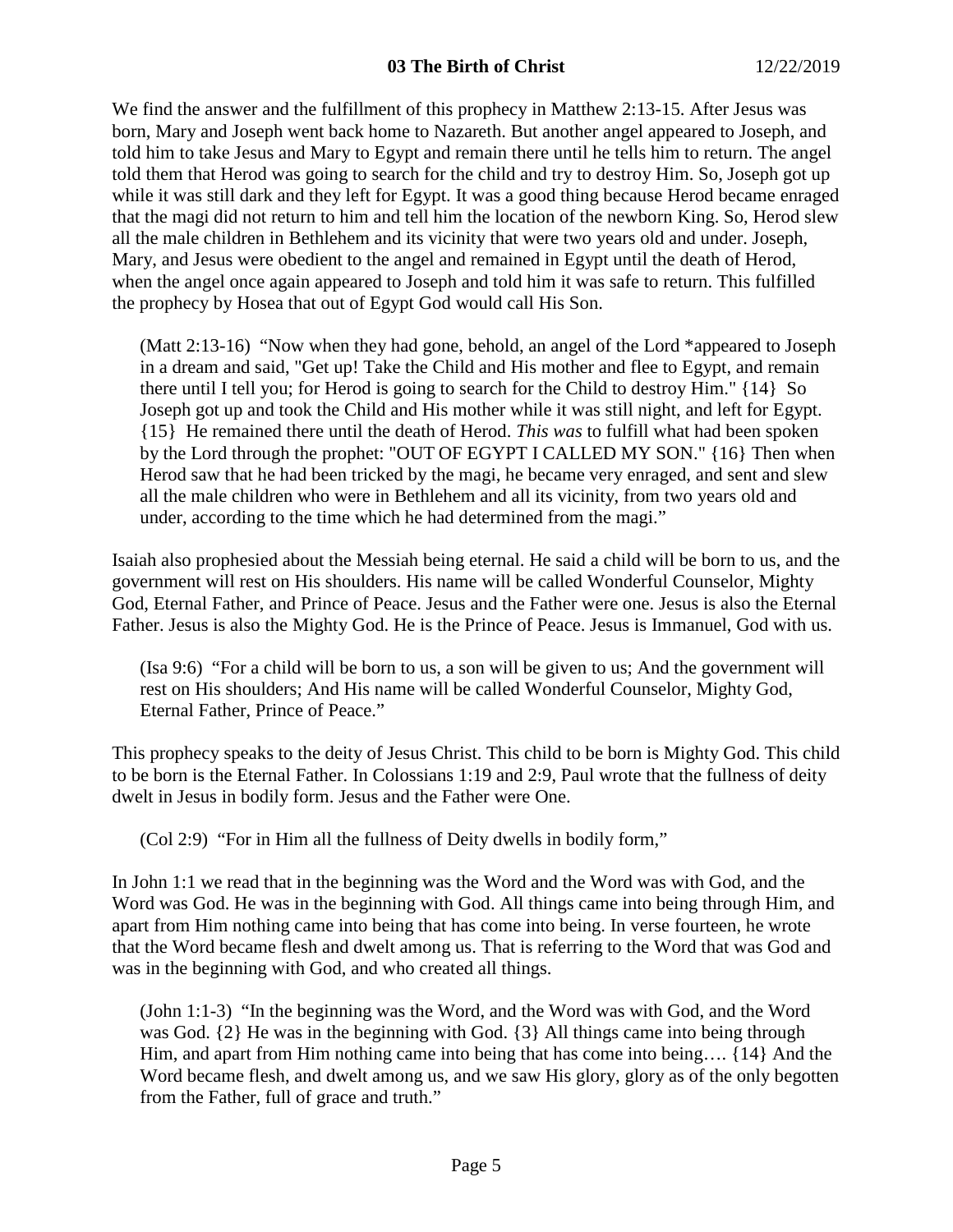We find the answer and the fulfillment of this prophecy in Matthew 2:13-15. After Jesus was born, Mary and Joseph went back home to Nazareth. But another angel appeared to Joseph, and told him to take Jesus and Mary to Egypt and remain there until he tells him to return. The angel told them that Herod was going to search for the child and try to destroy Him. So, Joseph got up while it was still dark and they left for Egypt. It was a good thing because Herod became enraged that the magi did not return to him and tell him the location of the newborn King. So, Herod slew all the male children in Bethlehem and its vicinity that were two years old and under. Joseph, Mary, and Jesus were obedient to the angel and remained in Egypt until the death of Herod, when the angel once again appeared to Joseph and told him it was safe to return. This fulfilled the prophecy by Hosea that out of Egypt God would call His Son.

> (Matt 2:13-16) "Now when they had gone, behold, an angel of the Lord *appeared to Joseph in a dream and said, "Get up! Take the Child and His mother and flee to Egypt, and remain there until I tell you; for Herod is going to search for the Child to destroy Him." {14} So Joseph got up and took the Child and His mother while it was still night, and left for Egypt. {15} He remained there until the death of Herod. *This was* to fulfill what had been spoken by the Lord through the prophet: "OUT OF EGYPT I CALLED MY SON." {16} Then when Herod saw that he had been tricked by the magi, he became very enraged, and sent and slew all the male children who were in Bethlehem and all its vicinity, from two years old and under, according to the time which he had determined from the magi."

Isaiah also prophesied about the Messiah being eternal. He said a child will be born to us, and the government will rest on His shoulders. His name will be called Wonderful Counselor, Mighty God, Eternal Father, and Prince of Peace. Jesus and the Father were one. Jesus is also the Eternal Father. Jesus is also the Mighty God. He is the Prince of Peace. Jesus is Immanuel, God with us.

> (Isa 9:6) "For a child will be born to us, a son will be given to us; And the government will rest on His shoulders; And His name will be called Wonderful Counselor, Mighty God, Eternal Father, Prince of Peace."

This prophecy speaks to the deity of Jesus Christ. This child to be born is Mighty God. This child to be born is the Eternal Father. In Colossians 1:19 and 2:9, Paul wrote that the fullness of deity dwelt in Jesus in bodily form. Jesus and the Father were One.

> (Col 2:9) "For in Him all the fullness of Deity dwells in bodily form,"

In John 1:1 we read that in the beginning was the Word and the Word was with God, and the Word was God. He was in the beginning with God. All things came into being through Him, and apart from Him nothing came into being that has come into being. In verse fourteen, he wrote that the Word became flesh and dwelt among us. That is referring to the Word that was God and was in the beginning with God, and who created all things.

> (John 1:1-3) "In the beginning was the Word, and the Word was with God, and the Word was God. {2} He was in the beginning with God. {3} All things came into being through Him, and apart from Him nothing came into being that has come into being…. {14} And the Word became flesh, and dwelt among us, and we saw His glory, glory as of the only begotten from the Father, full of grace and truth."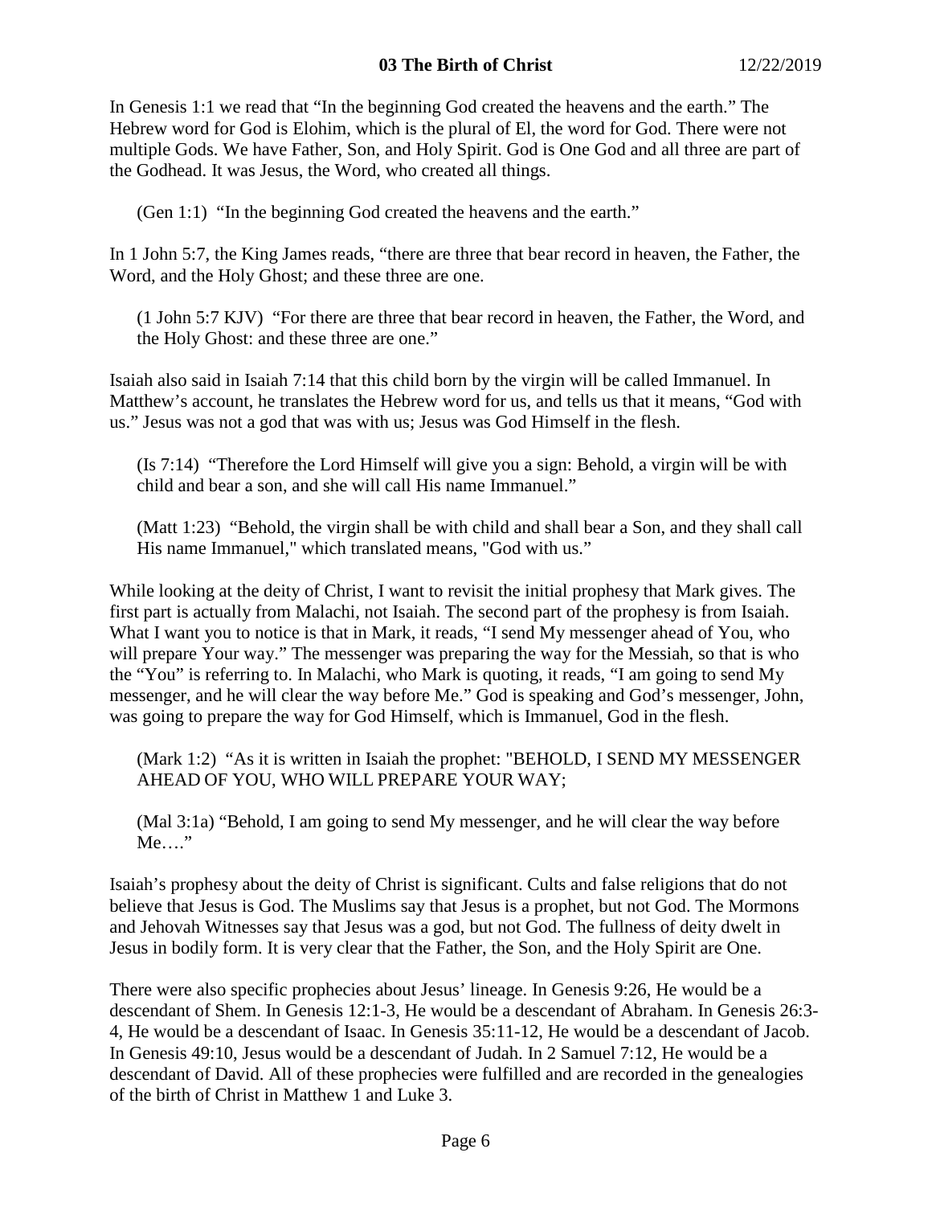In Genesis 1:1 we read that "In the beginning God created the heavens and the earth." The Hebrew word for God is Elohim, which is the plural of El, the word for God. There were not multiple Gods. We have Father, Son, and Holy Spirit. God is One God and all three are part of the Godhead. It was Jesus, the Word, who created all things.

> (Gen 1:1) "In the beginning God created the heavens and the earth."

In 1 John 5:7, the King James reads, "there are three that bear record in heaven, the Father, the Word, and the Holy Ghost; and these three are one.

> (1 John 5:7 KJV) "For there are three that bear record in heaven, the Father, the Word, and the Holy Ghost: and these three are one."

Isaiah also said in Isaiah 7:14 that this child born by the virgin will be called Immanuel. In Matthew's account, he translates the Hebrew word for us, and tells us that it means, "God with us." Jesus was not a god that was with us; Jesus was God Himself in the flesh.

> (Is 7:14) "Therefore the Lord Himself will give you a sign: Behold, a virgin will be with child and bear a son, and she will call His name Immanuel."

> (Matt 1:23) "Behold, the virgin shall be with child and shall bear a Son, and they shall call His name Immanuel," which translated means, "God with us."

While looking at the deity of Christ, I want to revisit the initial prophesy that Mark gives. The first part is actually from Malachi, not Isaiah. The second part of the prophesy is from Isaiah. What I want you to notice is that in Mark, it reads, "I send My messenger ahead of You, who will prepare Your way." The messenger was preparing the way for the Messiah, so that is who the "You" is referring to. In Malachi, who Mark is quoting, it reads, "I am going to send My messenger, and he will clear the way before Me." God is speaking and God's messenger, John, was going to prepare the way for God Himself, which is Immanuel, God in the flesh.

> (Mark 1:2) "As it is written in Isaiah the prophet: "BEHOLD, I SEND MY MESSENGER AHEAD OF YOU, WHO WILL PREPARE YOUR WAY;

> (Mal 3:1a) "Behold, I am going to send My messenger, and he will clear the way before Me…."

Isaiah's prophesy about the deity of Christ is significant. Cults and false religions that do not believe that Jesus is God. The Muslims say that Jesus is a prophet, but not God. The Mormons and Jehovah Witnesses say that Jesus was a god, but not God. The fullness of deity dwelt in Jesus in bodily form. It is very clear that the Father, the Son, and the Holy Spirit are One.

There were also specific prophecies about Jesus' lineage. In Genesis 9:26, He would be a descendant of Shem. In Genesis 12:1-3, He would be a descendant of Abraham. In Genesis 26:3-4, He would be a descendant of Isaac. In Genesis 35:11-12, He would be a descendant of Jacob. In Genesis 49:10, Jesus would be a descendant of Judah. In 2 Samuel 7:12, He would be a descendant of David. All of these prophecies were fulfilled and are recorded in the genealogies of the birth of Christ in Matthew 1 and Luke 3.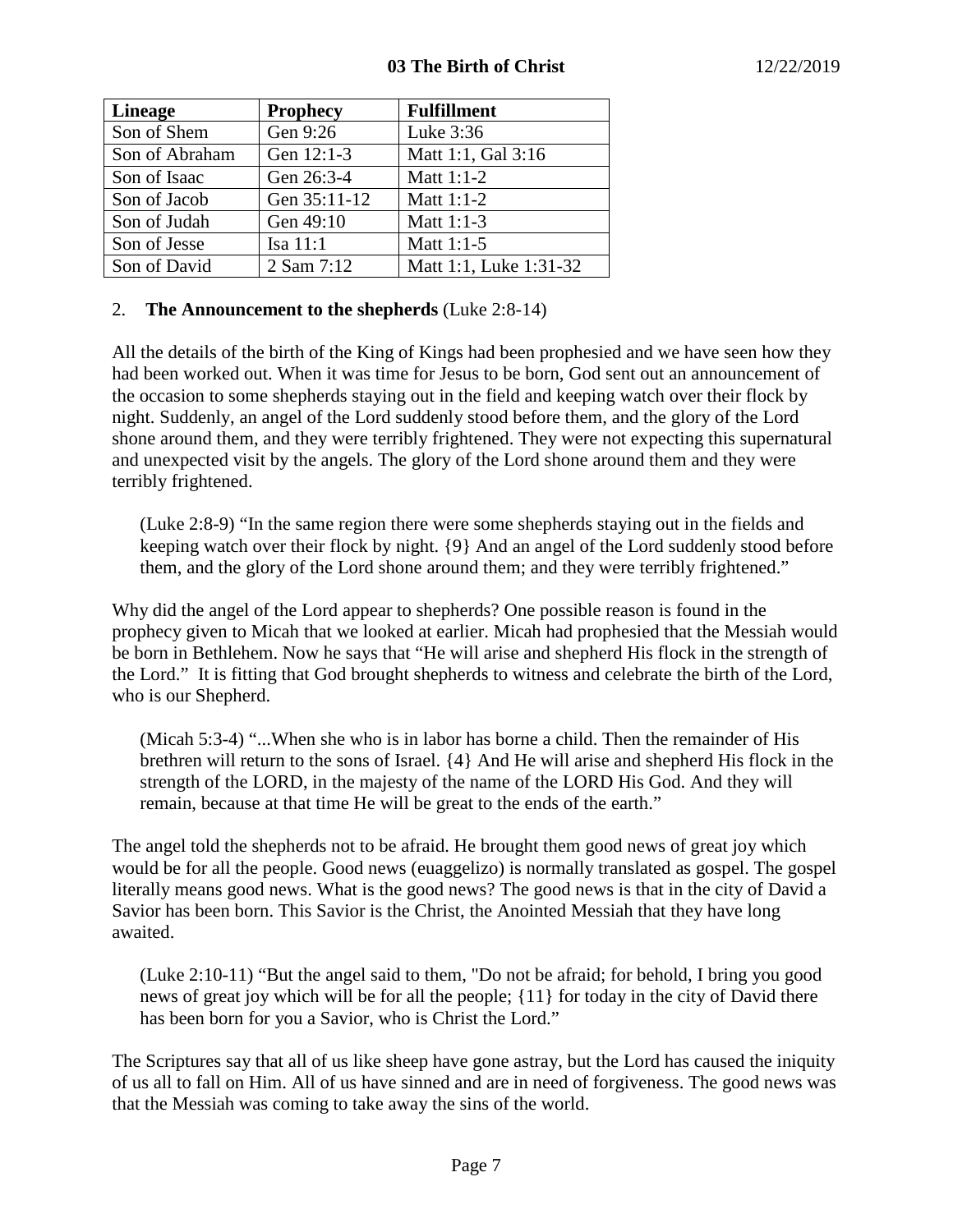| Lineage | Prophecy | Fulfillment |
| --- | --- | --- |
| Son of Shem | Gen 9:26 | Luke 3:36 |
| Son of Abraham | Gen 12:1-3 | Matt 1:1, Gal 3:16 |
| Son of Isaac | Gen 26:3-4 | Matt 1:1-2 |
| Son of Jacob | Gen 35:11-12 | Matt 1:1-2 |
| Son of Judah | Gen 49:10 | Matt 1:1-3 |
| Son of Jesse | Isa 11:1 | Matt 1:1-5 |
| Son of David | 2 Sam 7:12 | Matt 1:1, Luke 1:31-32 |

2. **The Announcement to the shepherds** (Luke 2:8-14)

All the details of the birth of the King of Kings had been prophesied and we have seen how they had been worked out. When it was time for Jesus to be born, God sent out an announcement of the occasion to some shepherds staying out in the field and keeping watch over their flock by night. Suddenly, an angel of the Lord suddenly stood before them, and the glory of the Lord shone around them, and they were terribly frightened. They were not expecting this supernatural and unexpected visit by the angels. The glory of the Lord shone around them and they were terribly frightened.

> (Luke 2:8-9) "In the same region there were some shepherds staying out in the fields and keeping watch over their flock by night. {9} And an angel of the Lord suddenly stood before them, and the glory of the Lord shone around them; and they were terribly frightened."

Why did the angel of the Lord appear to shepherds? One possible reason is found in the prophecy given to Micah that we looked at earlier. Micah had prophesied that the Messiah would be born in Bethlehem. Now he says that "He will arise and shepherd His flock in the strength of the Lord." It is fitting that God brought shepherds to witness and celebrate the birth of the Lord, who is our Shepherd.

> (Micah 5:3-4) "...When she who is in labor has borne a child. Then the remainder of His brethren will return to the sons of Israel. {4} And He will arise and shepherd His flock in the strength of the LORD, in the majesty of the name of the LORD His God. And they will remain, because at that time He will be great to the ends of the earth."

The angel told the shepherds not to be afraid. He brought them good news of great joy which would be for all the people. Good news (euaggelizo) is normally translated as gospel. The gospel literally means good news. What is the good news? The good news is that in the city of David a Savior has been born. This Savior is the Christ, the Anointed Messiah that they have long awaited.

> (Luke 2:10-11) "But the angel said to them, "Do not be afraid; for behold, I bring you good news of great joy which will be for all the people; {11} for today in the city of David there has been born for you a Savior, who is Christ the Lord."

The Scriptures say that all of us like sheep have gone astray, but the Lord has caused the iniquity of us all to fall on Him. All of us have sinned and are in need of forgiveness. The good news was that the Messiah was coming to take away the sins of the world.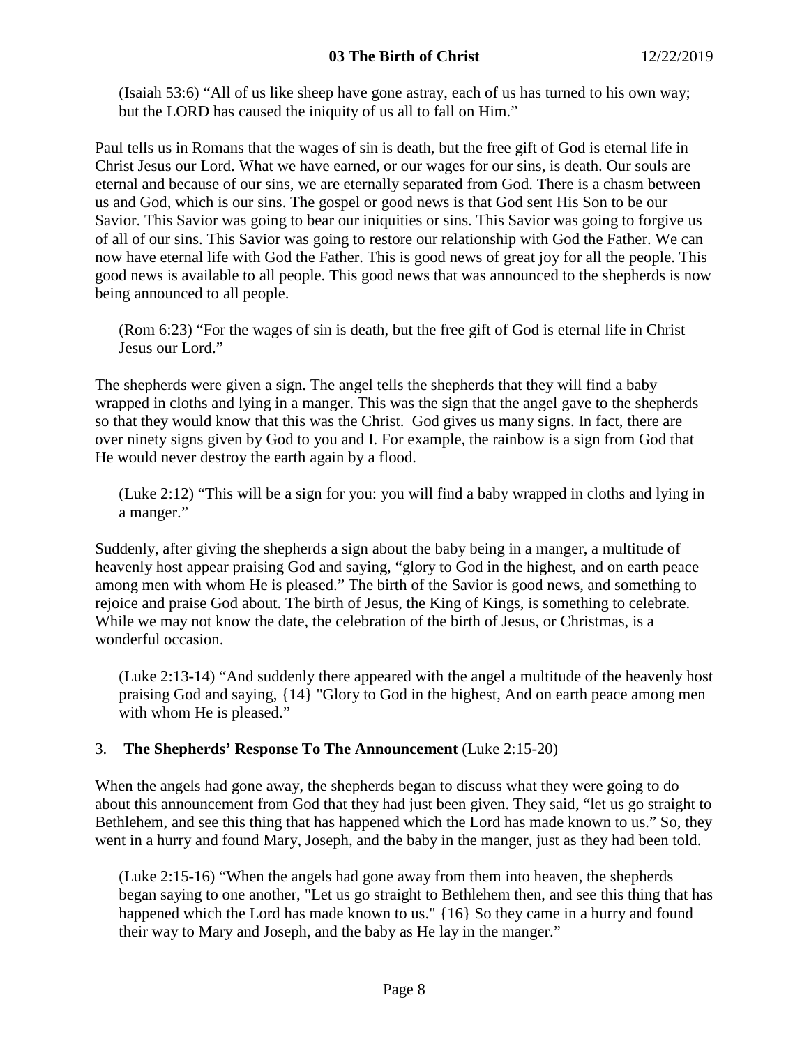(Isaiah 53:6) “All of us like sheep have gone astray, each of us has turned to his own way; but the LORD has caused the iniquity of us all to fall on Him.”

Paul tells us in Romans that the wages of sin is death, but the free gift of God is eternal life in Christ Jesus our Lord. What we have earned, or our wages for our sins, is death. Our souls are eternal and because of our sins, we are eternally separated from God. There is a chasm between us and God, which is our sins. The gospel or good news is that God sent His Son to be our Savior. This Savior was going to bear our iniquities or sins. This Savior was going to forgive us of all of our sins. This Savior was going to restore our relationship with God the Father. We can now have eternal life with God the Father. This is good news of great joy for all the people. This good news is available to all people. This good news that was announced to the shepherds is now being announced to all people.

(Rom 6:23) “For the wages of sin is death, but the free gift of God is eternal life in Christ Jesus our Lord.”

The shepherds were given a sign. The angel tells the shepherds that they will find a baby wrapped in cloths and lying in a manger. This was the sign that the angel gave to the shepherds so that they would know that this was the Christ. God gives us many signs. In fact, there are over ninety signs given by God to you and I. For example, the rainbow is a sign from God that He would never destroy the earth again by a flood.

(Luke 2:12) “This will be a sign for you: you will find a baby wrapped in cloths and lying in a manger.”

Suddenly, after giving the shepherds a sign about the baby being in a manger, a multitude of heavenly host appear praising God and saying, “glory to God in the highest, and on earth peace among men with whom He is pleased.” The birth of the Savior is good news, and something to rejoice and praise God about. The birth of Jesus, the King of Kings, is something to celebrate. While we may not know the date, the celebration of the birth of Jesus, or Christmas, is a wonderful occasion.

(Luke 2:13-14) “And suddenly there appeared with the angel a multitude of the heavenly host praising God and saying, {14} "Glory to God in the highest, And on earth peace among men with whom He is pleased.”

### 3. **The Shepherds’ Response To The Announcement** (Luke 2:15-20)

When the angels had gone away, the shepherds began to discuss what they were going to do about this announcement from God that they had just been given. They said, “let us go straight to Bethlehem, and see this thing that has happened which the Lord has made known to us.” So, they went in a hurry and found Mary, Joseph, and the baby in the manger, just as they had been told.

(Luke 2:15-16) “When the angels had gone away from them into heaven, the shepherds began saying to one another, "Let us go straight to Bethlehem then, and see this thing that has happened which the Lord has made known to us." {16} So they came in a hurry and found their way to Mary and Joseph, and the baby as He lay in the manger.”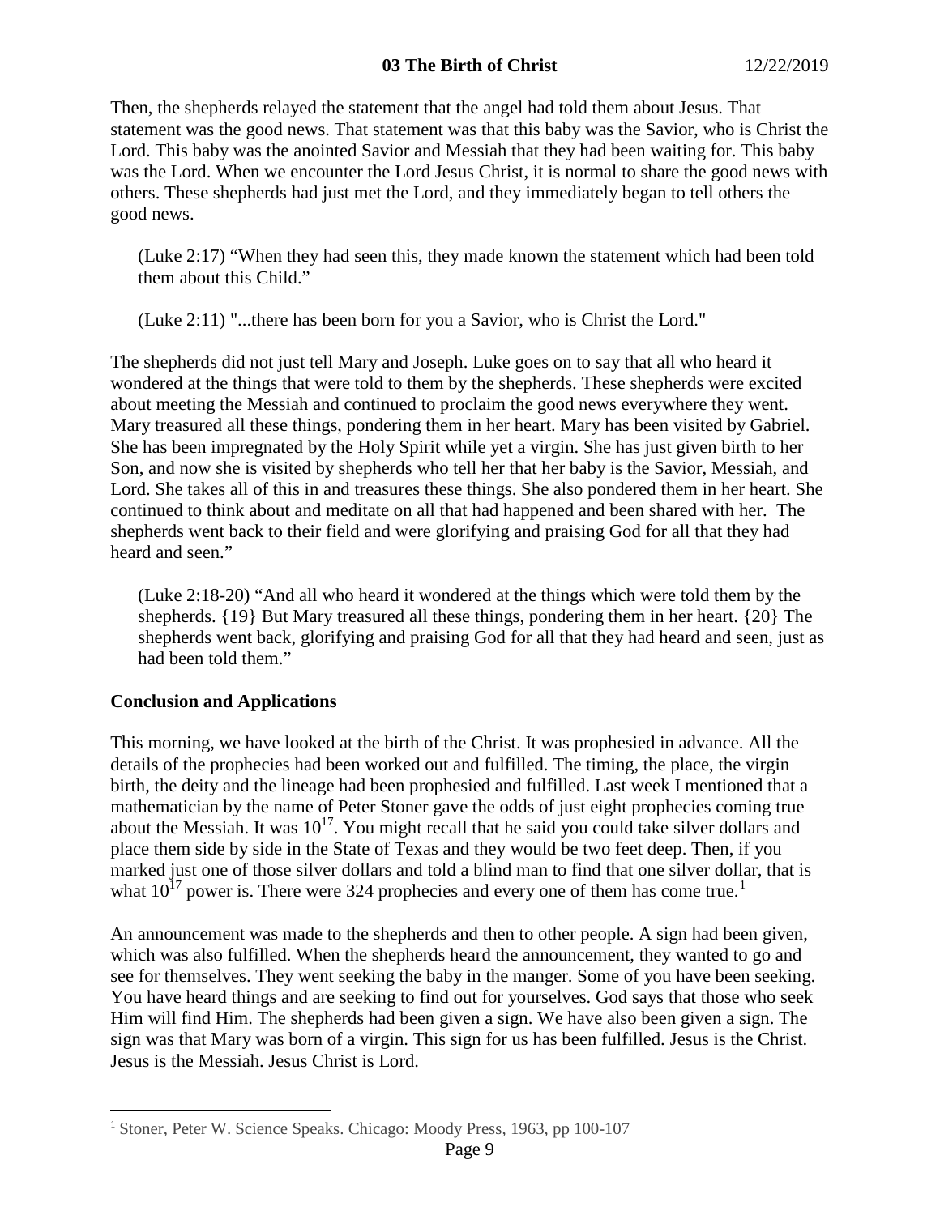Then, the shepherds relayed the statement that the angel had told them about Jesus. That statement was the good news. That statement was that this baby was the Savior, who is Christ the Lord. This baby was the anointed Savior and Messiah that they had been waiting for. This baby was the Lord. When we encounter the Lord Jesus Christ, it is normal to share the good news with others. These shepherds had just met the Lord, and they immediately began to tell others the good news.

> (Luke 2:17) "When they had seen this, they made known the statement which had been told them about this Child."

> (Luke 2:11) "...there has been born for you a Savior, who is Christ the Lord."

The shepherds did not just tell Mary and Joseph. Luke goes on to say that all who heard it wondered at the things that were told to them by the shepherds. These shepherds were excited about meeting the Messiah and continued to proclaim the good news everywhere they went. Mary treasured all these things, pondering them in her heart. Mary has been visited by Gabriel. She has been impregnated by the Holy Spirit while yet a virgin. She has just given birth to her Son, and now she is visited by shepherds who tell her that her baby is the Savior, Messiah, and Lord. She takes all of this in and treasures these things. She also pondered them in her heart. She continued to think about and meditate on all that had happened and been shared with her. The shepherds went back to their field and were glorifying and praising God for all that they had heard and seen."

> (Luke 2:18-20) "And all who heard it wondered at the things which were told them by the shepherds. {19} But Mary treasured all these things, pondering them in her heart. {20} The shepherds went back, glorifying and praising God for all that they had heard and seen, just as had been told them."

**Conclusion and Applications**

This morning, we have looked at the birth of the Christ. It was prophesied in advance. All the details of the prophecies had been worked out and fulfilled. The timing, the place, the virgin birth, the deity and the lineage had been prophesied and fulfilled. Last week I mentioned that a mathematician by the name of Peter Stoner gave the odds of just eight prophecies coming true about the Messiah. It was $10^{17}$. You might recall that he said you could take silver dollars and place them side by side in the State of Texas and they would be two feet deep. Then, if you marked just one of those silver dollars and told a blind man to find that one silver dollar, that is what $10^{17}$ power is. There were 324 prophecies and every one of them has come true.[1]

An announcement was made to the shepherds and then to other people. A sign had been given, which was also fulfilled. When the shepherds heard the announcement, they wanted to go and see for themselves. They went seeking the baby in the manger. Some of you have been seeking. You have heard things and are seeking to find out for yourselves. God says that those who seek Him will find Him. The shepherds had been given a sign. We have also been given a sign. The sign was that Mary was born of a virgin. This sign for us has been fulfilled. Jesus is the Christ. Jesus is the Messiah. Jesus Christ is Lord.

---

[1] Stoner, Peter W. Science Speaks. Chicago: Moody Press, 1963, pp 100-107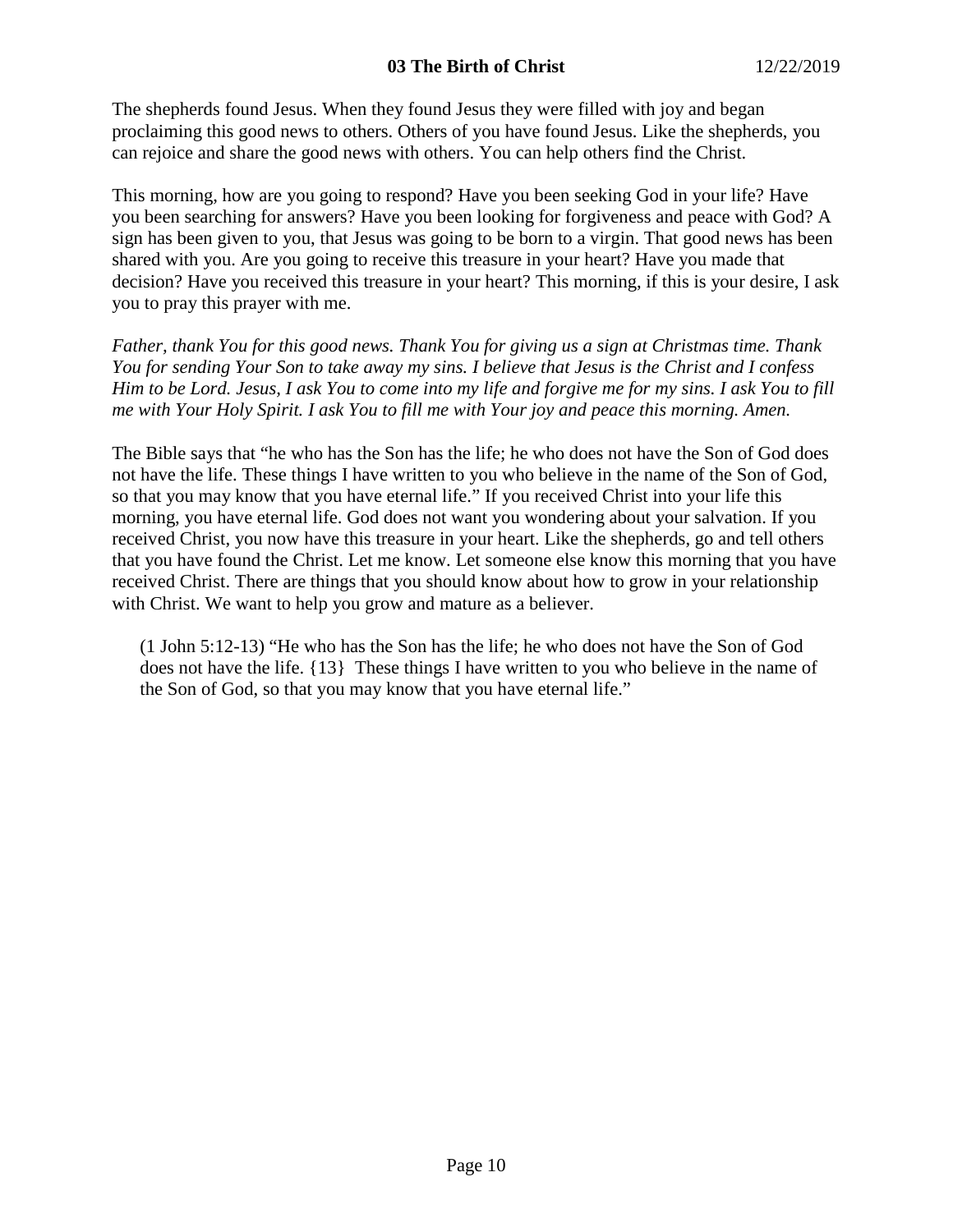The shepherds found Jesus. When they found Jesus they were filled with joy and began proclaiming this good news to others. Others of you have found Jesus. Like the shepherds, you can rejoice and share the good news with others. You can help others find the Christ.

This morning, how are you going to respond? Have you been seeking God in your life? Have you been searching for answers? Have you been looking for forgiveness and peace with God? A sign has been given to you, that Jesus was going to be born to a virgin. That good news has been shared with you. Are you going to receive this treasure in your heart? Have you made that decision? Have you received this treasure in your heart? This morning, if this is your desire, I ask you to pray this prayer with me.

*Father, thank You for this good news. Thank You for giving us a sign at Christmas time. Thank You for sending Your Son to take away my sins. I believe that Jesus is the Christ and I confess Him to be Lord. Jesus, I ask You to come into my life and forgive me for my sins. I ask You to fill me with Your Holy Spirit. I ask You to fill me with Your joy and peace this morning. Amen.*

The Bible says that “he who has the Son has the life; he who does not have the Son of God does not have the life. These things I have written to you who believe in the name of the Son of God, so that you may know that you have eternal life.” If you received Christ into your life this morning, you have eternal life. God does not want you wondering about your salvation. If you received Christ, you now have this treasure in your heart. Like the shepherds, go and tell others that you have found the Christ. Let me know. Let someone else know this morning that you have received Christ. There are things that you should know about how to grow in your relationship with Christ. We want to help you grow and mature as a believer.

> (1 John 5:12-13) “He who has the Son has the life; he who does not have the Son of God does not have the life. {13} These things I have written to you who believe in the name of the Son of God, so that you may know that you have eternal life.”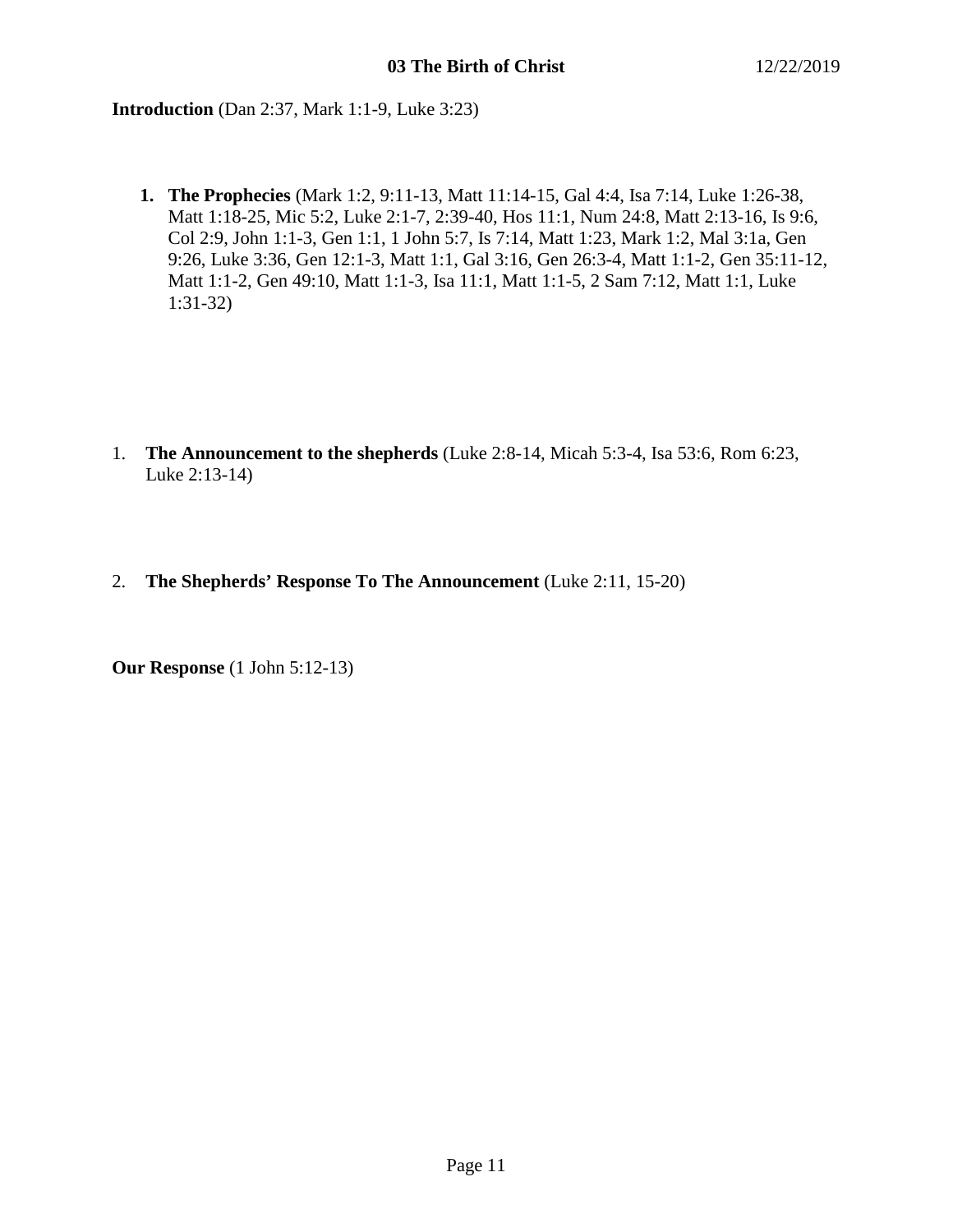# 03 The Birth of Christ

12/22/2019

**Introduction** (Dan 2:37, Mark 1:1-9, Luke 3:23)

1. **The Prophecies** (Mark 1:2, 9:11-13, Matt 11:14-15, Gal 4:4, Isa 7:14, Luke 1:26-38, Matt 1:18-25, Mic 5:2, Luke 2:1-7, 2:39-40, Hos 11:1, Num 24:8, Matt 2:13-16, Is 9:6, Col 2:9, John 1:1-3, Gen 1:1, 1 John 5:7, Is 7:14, Matt 1:23, Mark 1:2, Mal 3:1a, Gen 9:26, Luke 3:36, Gen 12:1-3, Matt 1:1, Gal 3:16, Gen 26:3-4, Matt 1:1-2, Gen 35:11-12, Matt 1:1-2, Gen 49:10, Matt 1:1-3, Isa 11:1, Matt 1:1-5, 2 Sam 7:12, Matt 1:1, Luke 1:31-32)

1. **The Announcement to the shepherds** (Luke 2:8-14, Micah 5:3-4, Isa 53:6, Rom 6:23, Luke 2:13-14)

2. **The Shepherds' Response To The Announcement** (Luke 2:11, 15-20)

**Our Response** (1 John 5:12-13)